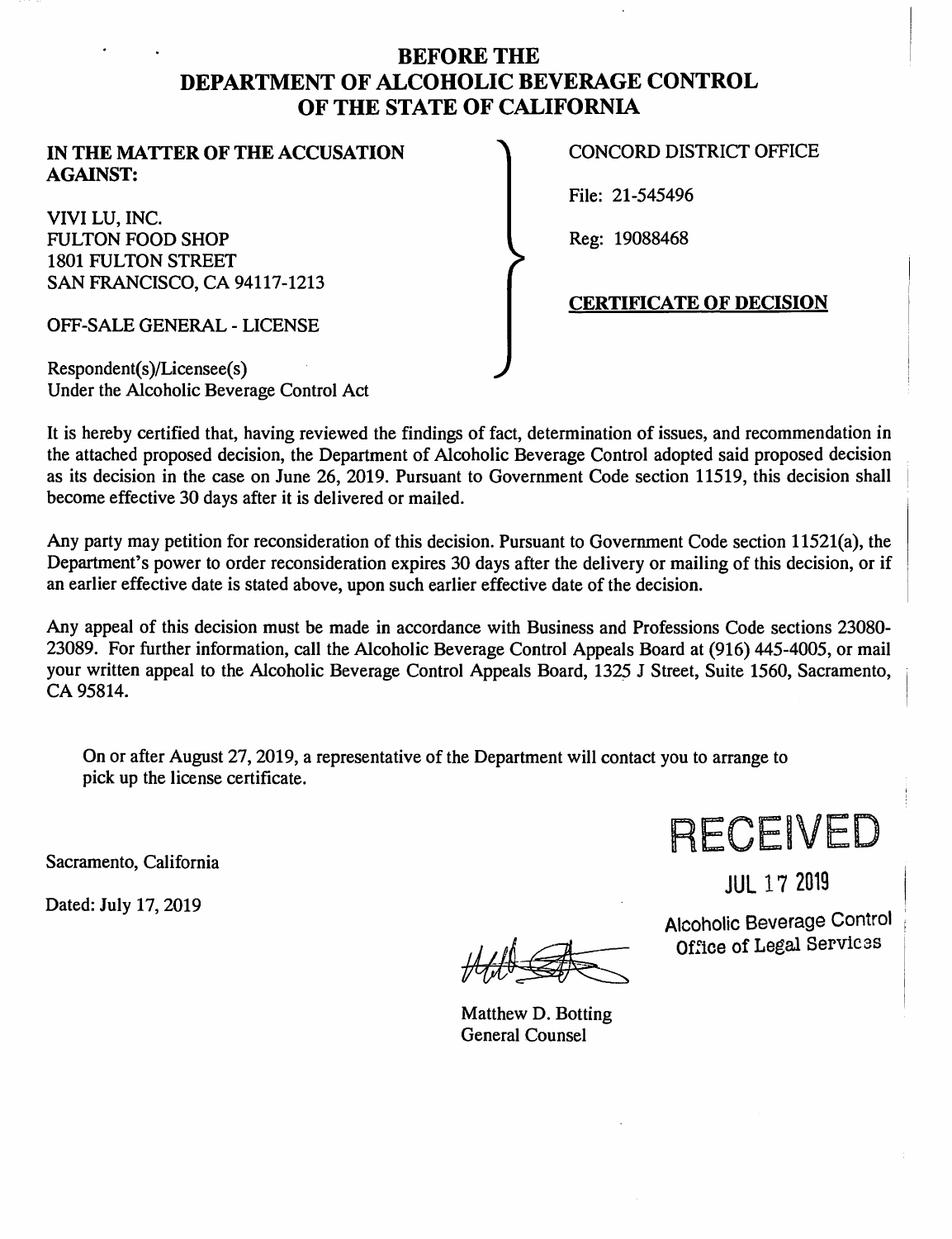# BEFORE THE DEPARTMENT OF ALCOHOLIC BEVERAGE CONTROL OF THE STATE OF CALIFORNIA

**IN THE MATTER OF THE ACCUSATION AGAINST:**

VIVI LU, INC.
FULTON FOOD SHOP
1801 FULTON STREET
SAN FRANCISCO, CA 94117-1213

OFF-SALE GENERAL - LICENSE

Respondent(s)/Licensee(s)
Under the Alcoholic Beverage Control Act

CONCORD DISTRICT OFFICE

File: 21-545496

Reg: 19088468

**CERTIFICATE OF DECISION**

It is hereby certified that, having reviewed the findings of fact, determination of issues, and recommendation in the attached proposed decision, the Department of Alcoholic Beverage Control adopted said proposed decision as its decision in the case on June 26, 2019. Pursuant to Government Code section 11519, this decision shall become effective 30 days after it is delivered or mailed.

Any party may petition for reconsideration of this decision. Pursuant to Government Code section 11521(a), the Department's power to order reconsideration expires 30 days after the delivery or mailing of this decision, or if an earlier effective date is stated above, upon such earlier effective date of the decision.

Any appeal of this decision must be made in accordance with Business and Professions Code sections 23080-23089. For further information, call the Alcoholic Beverage Control Appeals Board at (916) 445-4005, or mail your written appeal to the Alcoholic Beverage Control Appeals Board, 1325 J Street, Suite 1560, Sacramento, CA 95814.

On or after August 27, 2019, a representative of the Department will contact you to arrange to pick up the license certificate.

Sacramento, California

Dated: July 17, 2019

RECEIVED
JUL 17 2019
Alcoholic Beverage Control
Office of Legal Services

Matthew D. Botting
General Counsel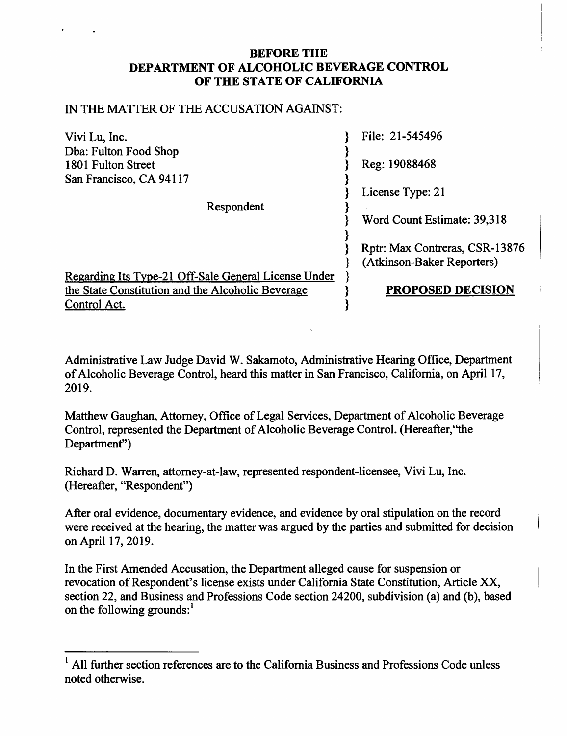**BEFORE THE**
**DEPARTMENT OF ALCOHOLIC BEVERAGE CONTROL**
**OF THE STATE OF CALIFORNIA**

IN THE MATTER OF THE ACCUSATION AGAINST:

| | |
|---|---|
| Vivi Lu, Inc.<br>Dba: Fulton Food Shop<br>1801 Fulton Street<br>San Francisco, CA 94117 | File: 21-545496<br><br>Reg: 19088468<br><br>License Type: 21 |
| Respondent | Word Count Estimate: 39,318<br><br>Rptr: Max Contreras, CSR-13876<br>(Atkinson-Baker Reporters) |
| Regarding Its Type-21 Off-Sale General License Under the State Constitution and the Alcoholic Beverage Control Act. | **PROPOSED DECISION** |

Administrative Law Judge David W. Sakamoto, Administrative Hearing Office, Department of Alcoholic Beverage Control, heard this matter in San Francisco, California, on April 17, 2019.

Matthew Gaughan, Attorney, Office of Legal Services, Department of Alcoholic Beverage Control, represented the Department of Alcoholic Beverage Control. (Hereafter, "the Department")

Richard D. Warren, attorney-at-law, represented respondent-licensee, Vivi Lu, Inc. (Hereafter, "Respondent")

After oral evidence, documentary evidence, and evidence by oral stipulation on the record were received at the hearing, the matter was argued by the parties and submitted for decision on April 17, 2019.

In the First Amended Accusation, the Department alleged cause for suspension or revocation of Respondent's license exists under California State Constitution, Article XX, section 22, and Business and Professions Code section 24200, subdivision (a) and (b), based on the following grounds:[1]

---

[1] All further section references are to the California Business and Professions Code unless noted otherwise.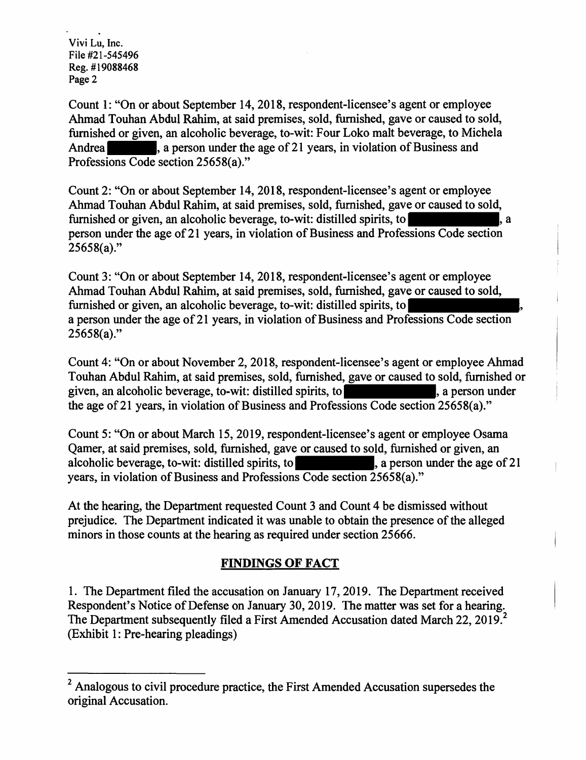Count 1: "On or about September 14, 2018, respondent-licensee's agent or employee Ahmad Touhan Abdul Rahim, at said premises, sold, furnished, gave or caused to sold, furnished or given, an alcoholic beverage, to-wit: Four Loko malt beverage, to Michela Andrea ███████, a person under the age of 21 years, in violation of Business and Professions Code section 25658(a)."

Count 2: "On or about September 14, 2018, respondent-licensee's agent or employee Ahmad Touhan Abdul Rahim, at said premises, sold, furnished, gave or caused to sold, furnished or given, an alcoholic beverage, to-wit: distilled spirits, to ███████████, a person under the age of 21 years, in violation of Business and Professions Code section 25658(a)."

Count 3: "On or about September 14, 2018, respondent-licensee's agent or employee Ahmad Touhan Abdul Rahim, at said premises, sold, furnished, gave or caused to sold, furnished or given, an alcoholic beverage, to-wit: distilled spirits, to ████████████, a person under the age of 21 years, in violation of Business and Professions Code section 25658(a)."

Count 4: "On or about November 2, 2018, respondent-licensee's agent or employee Ahmad Touhan Abdul Rahim, at said premises, sold, furnished, gave or caused to sold, furnished or given, an alcoholic beverage, to-wit: distilled spirits, to ██████████, a person under the age of 21 years, in violation of Business and Professions Code section 25658(a)."

Count 5: "On or about March 15, 2019, respondent-licensee's agent or employee Osama Qamer, at said premises, sold, furnished, gave or caused to sold, furnished or given, an alcoholic beverage, to-wit: distilled spirits, to ██████████, a person under the age of 21 years, in violation of Business and Professions Code section 25658(a)."

At the hearing, the Department requested Count 3 and Count 4 be dismissed without prejudice. The Department indicated it was unable to obtain the presence of the alleged minors in those counts at the hearing as required under section 25666.

## FINDINGS OF FACT

1. The Department filed the accusation on January 17, 2019. The Department received Respondent's Notice of Defense on January 30, 2019. The matter was set for a hearing. The Department subsequently filed a First Amended Accusation dated March 22, 2019.[2] (Exhibit 1: Pre-hearing pleadings)

[2] Analogous to civil procedure practice, the First Amended Accusation supersedes the original Accusation.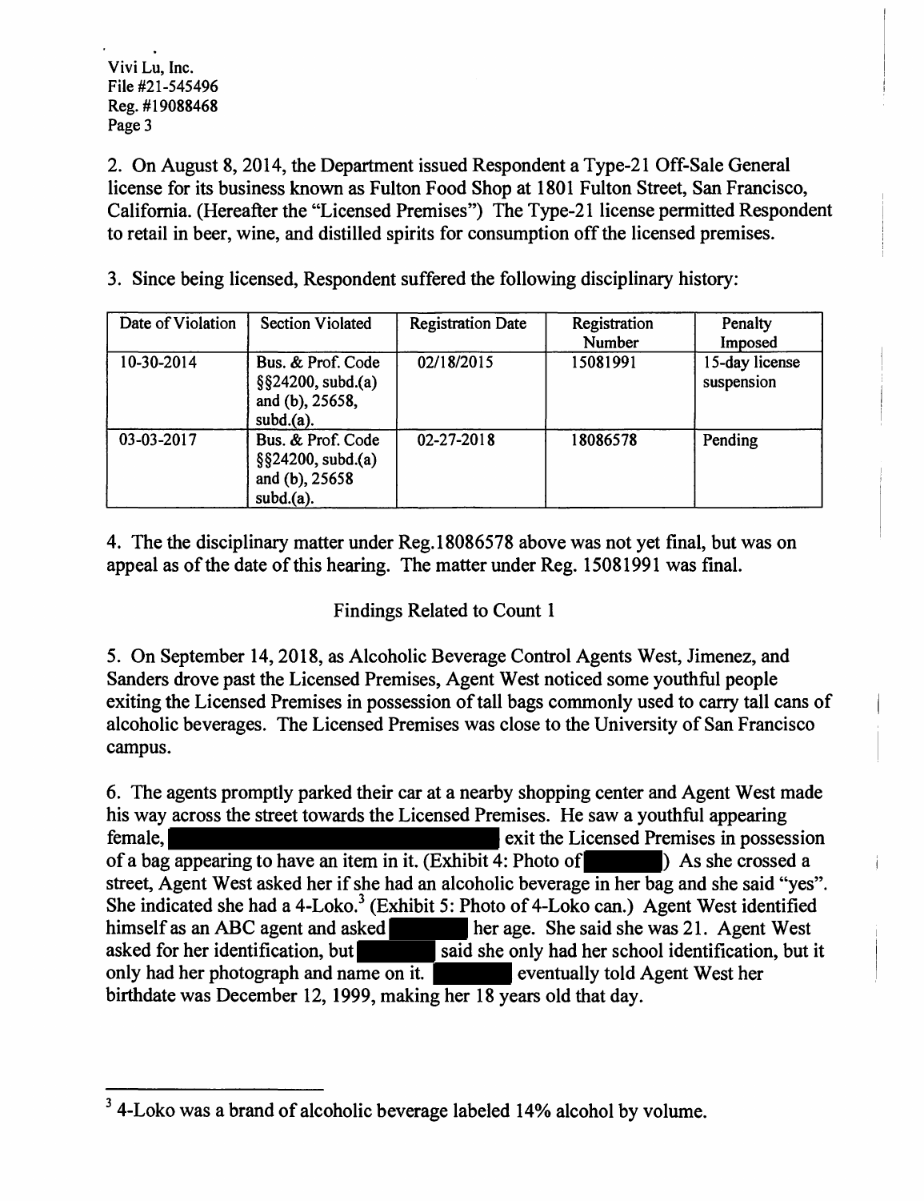2. On August 8, 2014, the Department issued Respondent a Type-21 Off-Sale General license for its business known as Fulton Food Shop at 1801 Fulton Street, San Francisco, California. (Hereafter the "Licensed Premises") The Type-21 license permitted Respondent to retail in beer, wine, and distilled spirits for consumption off the licensed premises.

3. Since being licensed, Respondent suffered the following disciplinary history:

| Date of Violation | Section Violated | Registration Date | Registration Number | Penalty Imposed |
|---|---|---|---|---|
| 10-30-2014 | Bus. & Prof. Code §§24200, subd.(a) and (b), 25658, subd.(a). | 02/18/2015 | 15081991 | 15-day license suspension |
| 03-03-2017 | Bus. & Prof. Code §§24200, subd.(a) and (b), 25658 subd.(a). | 02-27-2018 | 18086578 | Pending |

4. The the disciplinary matter under Reg.18086578 above was not yet final, but was on appeal as of the date of this hearing. The matter under Reg. 15081991 was final.

Findings Related to Count 1

5. On September 14, 2018, as Alcoholic Beverage Control Agents West, Jimenez, and Sanders drove past the Licensed Premises, Agent West noticed some youthful people exiting the Licensed Premises in possession of tall bags commonly used to carry tall cans of alcoholic beverages. The Licensed Premises was close to the University of San Francisco campus.

6. The agents promptly parked their car at a nearby shopping center and Agent West made his way across the street towards the Licensed Premises. He saw a youthful appearing female, [REDACTED] exit the Licensed Premises in possession of a bag appearing to have an item in it. (Exhibit 4: Photo of [REDACTED]) As she crossed a street, Agent West asked her if she had an alcoholic beverage in her bag and she said "yes". She indicated she had a 4-Loko.[3] (Exhibit 5: Photo of 4-Loko can.) Agent West identified himself as an ABC agent and asked [REDACTED] her age. She said she was 21. Agent West asked for her identification, but [REDACTED] said she only had her school identification, but it only had her photograph and name on it. [REDACTED] eventually told Agent West her birthdate was December 12, 1999, making her 18 years old that day.

[3] 4-Loko was a brand of alcoholic beverage labeled 14% alcohol by volume.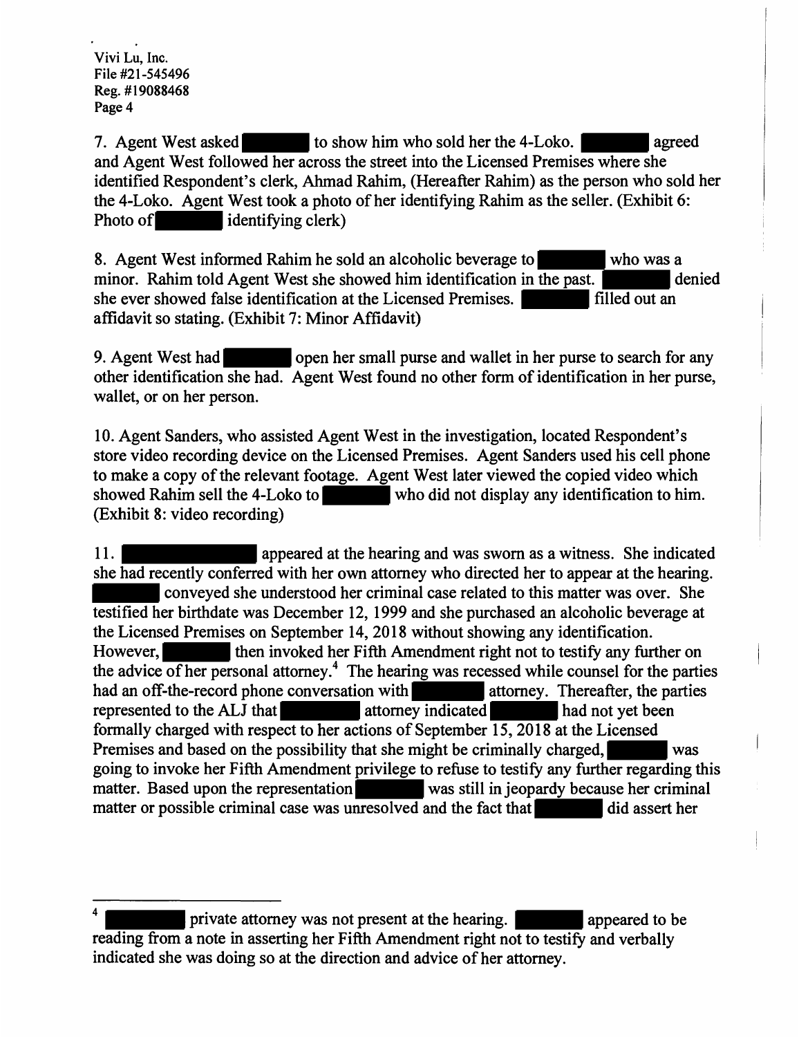Vivi Lu, Inc.
File #21-545496
Reg. #19088468

7. Agent West asked ███████ to show him who sold her the 4-Loko. ███████ agreed and Agent West followed her across the street into the Licensed Premises where she identified Respondent's clerk, Ahmad Rahim, (Hereafter Rahim) as the person who sold her the 4-Loko. Agent West took a photo of her identifying Rahim as the seller. (Exhibit 6: Photo of ███████ identifying clerk)

8. Agent West informed Rahim he sold an alcoholic beverage to ███████ who was a minor. Rahim told Agent West she showed him identification in the past. ███████ denied she ever showed false identification at the Licensed Premises. ███████ filled out an affidavit so stating. (Exhibit 7: Minor Affidavit)

9. Agent West had ███████ open her small purse and wallet in her purse to search for any other identification she had. Agent West found no other form of identification in her purse, wallet, or on her person.

10. Agent Sanders, who assisted Agent West in the investigation, located Respondent's store video recording device on the Licensed Premises. Agent Sanders used his cell phone to make a copy of the relevant footage. Agent West later viewed the copied video which showed Rahim sell the 4-Loko to ███████ who did not display any identification to him. (Exhibit 8: video recording)

11. ███████████ appeared at the hearing and was sworn as a witness. She indicated she had recently conferred with her own attorney who directed her to appear at the hearing. ███████ conveyed she understood her criminal case related to this matter was over. She testified her birthdate was December 12, 1999 and she purchased an alcoholic beverage at the Licensed Premises on September 14, 2018 without showing any identification. However, ███████ then invoked her Fifth Amendment right not to testify any further on the advice of her personal attorney.[4] The hearing was recessed while counsel for the parties had an off-the-record phone conversation with ███████ attorney. Thereafter, the parties represented to the ALJ that ███████ attorney indicated ███████ had not yet been formally charged with respect to her actions of September 15, 2018 at the Licensed Premises and based on the possibility that she might be criminally charged, ███████ was going to invoke her Fifth Amendment privilege to refuse to testify any further regarding this matter. Based upon the representation ███████ was still in jeopardy because her criminal matter or possible criminal case was unresolved and the fact that ███████ did assert her

[4] ███████ private attorney was not present at the hearing. ███████ appeared to be reading from a note in asserting her Fifth Amendment right not to testify and verbally indicated she was doing so at the direction and advice of her attorney.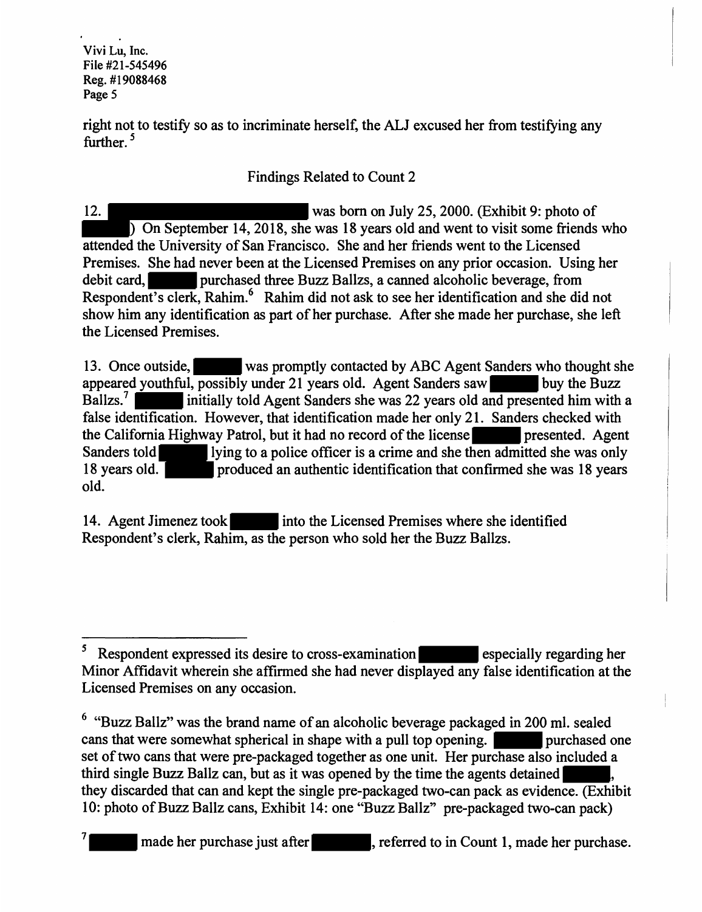right not to testify so as to incriminate herself, the ALJ excused her from testifying any further.[5]

## Findings Related to Count 2

12. [REDACTED] was born on July 25, 2000. (Exhibit 9: photo of [REDACTED]) On September 14, 2018, she was 18 years old and went to visit some friends who attended the University of San Francisco. She and her friends went to the Licensed Premises. She had never been at the Licensed Premises on any prior occasion. Using her debit card, [REDACTED] purchased three Buzz Ballzs, a canned alcoholic beverage, from Respondent's clerk, Rahim.[6] Rahim did not ask to see her identification and she did not show him any identification as part of her purchase. After she made her purchase, she left the Licensed Premises.

13. Once outside, [REDACTED] was promptly contacted by ABC Agent Sanders who thought she appeared youthful, possibly under 21 years old. Agent Sanders saw [REDACTED] buy the Buzz Ballzs.[7] [REDACTED] initially told Agent Sanders she was 22 years old and presented him with a false identification. However, that identification made her only 21. Sanders checked with the California Highway Patrol, but it had no record of the license [REDACTED] presented. Agent Sanders told [REDACTED] lying to a police officer is a crime and she then admitted she was only 18 years old. [REDACTED] produced an authentic identification that confirmed she was 18 years old.

14. Agent Jimenez took [REDACTED] into the Licensed Premises where she identified Respondent's clerk, Rahim, as the person who sold her the Buzz Ballzs.

---

[5] Respondent expressed its desire to cross-examination [REDACTED] especially regarding her Minor Affidavit wherein she affirmed she had never displayed any false identification at the Licensed Premises on any occasion.

[6] "Buzz Ballz" was the brand name of an alcoholic beverage packaged in 200 ml. sealed cans that were somewhat spherical in shape with a pull top opening. [REDACTED] purchased one set of two cans that were pre-packaged together as one unit. Her purchase also included a third single Buzz Ballz can, but as it was opened by the time the agents detained [REDACTED], they discarded that can and kept the single pre-packaged two-can pack as evidence. (Exhibit 10: photo of Buzz Ballz cans, Exhibit 14: one "Buzz Ballz" pre-packaged two-can pack)

[7] [REDACTED] made her purchase just after [REDACTED], referred to in Count 1, made her purchase.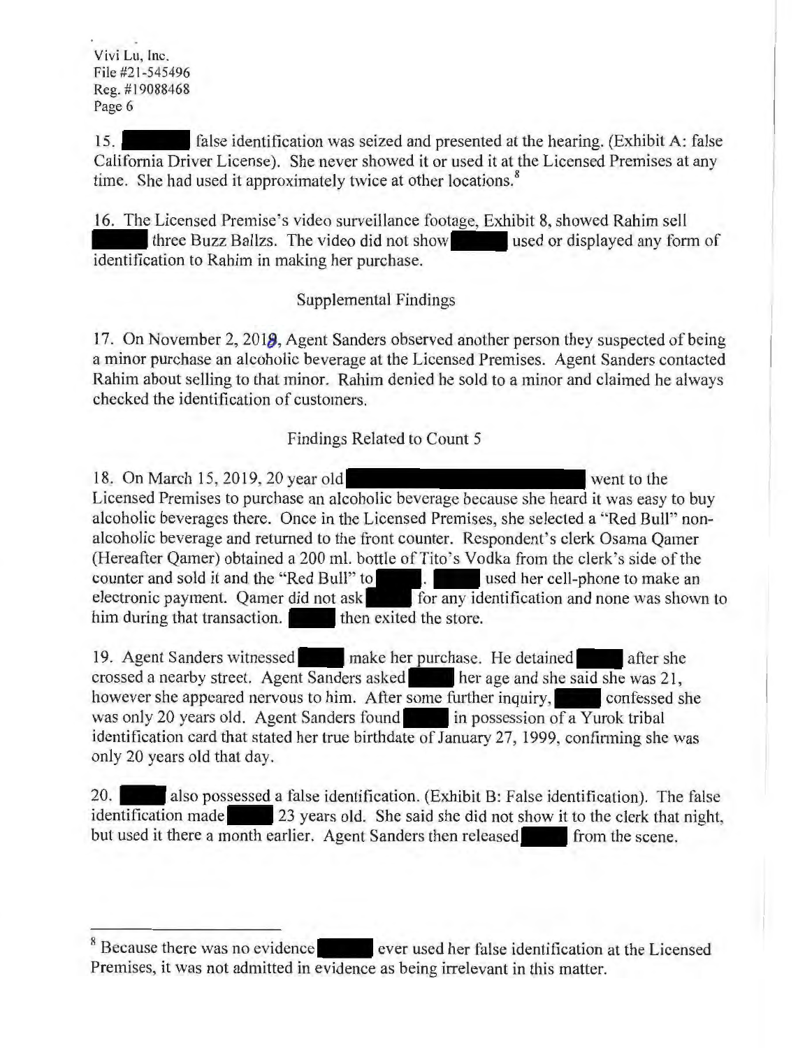15. ██████ false identification was seized and presented at the hearing. (Exhibit A: false California Driver License). She never showed it or used it at the Licensed Premises at any time. She had used it approximately twice at other locations.[8]

16. The Licensed Premise's video surveillance footage, Exhibit 8, showed Rahim sell ██████ three Buzz Ballzs. The video did not show ██████ used or displayed any form of identification to Rahim in making her purchase.

## Supplemental Findings

17. On November 2, 2018, Agent Sanders observed another person they suspected of being a minor purchase an alcoholic beverage at the Licensed Premises. Agent Sanders contacted Rahim about selling to that minor. Rahim denied he sold to a minor and claimed he always checked the identification of customers.

## Findings Related to Count 5

18. On March 15, 2019, 20 year old ██████████████████ went to the Licensed Premises to purchase an alcoholic beverage because she heard it was easy to buy alcoholic beverages there. Once in the Licensed Premises, she selected a "Red Bull" non-alcoholic beverage and returned to the front counter. Respondent's clerk Osama Qamer (Hereafter Qamer) obtained a 200 ml. bottle of Tito's Vodka from the clerk's side of the counter and sold it and the "Red Bull" to █████. █████ used her cell-phone to make an electronic payment. Qamer did not ask █████ for any identification and none was shown to him during that transaction. █████ then exited the store.

19. Agent Sanders witnessed █████ make her purchase. He detained █████ after she crossed a nearby street. Agent Sanders asked █████ her age and she said she was 21, however she appeared nervous to him. After some further inquiry, █████ confessed she was only 20 years old. Agent Sanders found █████ in possession of a Yurok tribal identification card that stated her true birthdate of January 27, 1999, confirming she was only 20 years old that day.

20. █████ also possessed a false identification. (Exhibit B: False identification). The false identification made █████ 23 years old. She said she did not show it to the clerk that night, but used it there a month earlier. Agent Sanders then released █████ from the scene.

---

[8] Because there was no evidence ██████ ever used her false identification at the Licensed Premises, it was not admitted in evidence as being irrelevant in this matter.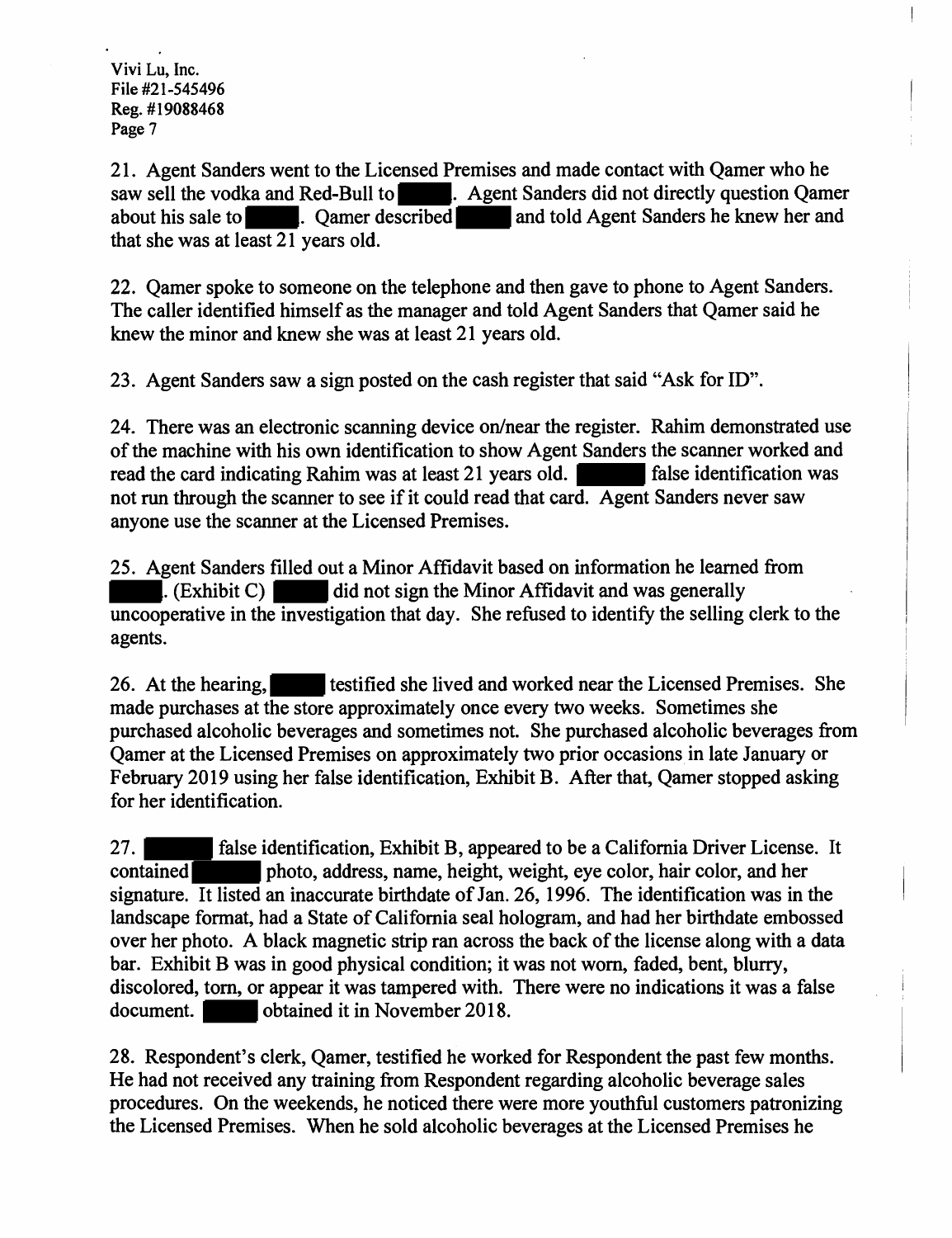Vivi Lu, Inc.
File #21-545496
Reg. #19088468

21. Agent Sanders went to the Licensed Premises and made contact with Qamer who he saw sell the vodka and Red-Bull to ████. Agent Sanders did not directly question Qamer about his sale to ████. Qamer described ████ and told Agent Sanders he knew her and that she was at least 21 years old.

22. Qamer spoke to someone on the telephone and then gave to phone to Agent Sanders. The caller identified himself as the manager and told Agent Sanders that Qamer said he knew the minor and knew she was at least 21 years old.

23. Agent Sanders saw a sign posted on the cash register that said "Ask for ID".

24. There was an electronic scanning device on/near the register. Rahim demonstrated use of the machine with his own identification to show Agent Sanders the scanner worked and read the card indicating Rahim was at least 21 years old. ████ false identification was not run through the scanner to see if it could read that card. Agent Sanders never saw anyone use the scanner at the Licensed Premises.

25. Agent Sanders filled out a Minor Affidavit based on information he learned from ████. (Exhibit C) ████ did not sign the Minor Affidavit and was generally uncooperative in the investigation that day. She refused to identify the selling clerk to the agents.

26. At the hearing, ████ testified she lived and worked near the Licensed Premises. She made purchases at the store approximately once every two weeks. Sometimes she purchased alcoholic beverages and sometimes not. She purchased alcoholic beverages from Qamer at the Licensed Premises on approximately two prior occasions in late January or February 2019 using her false identification, Exhibit B. After that, Qamer stopped asking for her identification.

27. ████ false identification, Exhibit B, appeared to be a California Driver License. It contained ████ photo, address, name, height, weight, eye color, hair color, and her signature. It listed an inaccurate birthdate of Jan. 26, 1996. The identification was in the landscape format, had a State of California seal hologram, and had her birthdate embossed over her photo. A black magnetic strip ran across the back of the license along with a data bar. Exhibit B was in good physical condition; it was not worn, faded, bent, blurry, discolored, torn, or appear it was tampered with. There were no indications it was a false document. ████ obtained it in November 2018.

28. Respondent's clerk, Qamer, testified he worked for Respondent the past few months. He had not received any training from Respondent regarding alcoholic beverage sales procedures. On the weekends, he noticed there were more youthful customers patronizing the Licensed Premises. When he sold alcoholic beverages at the Licensed Premises he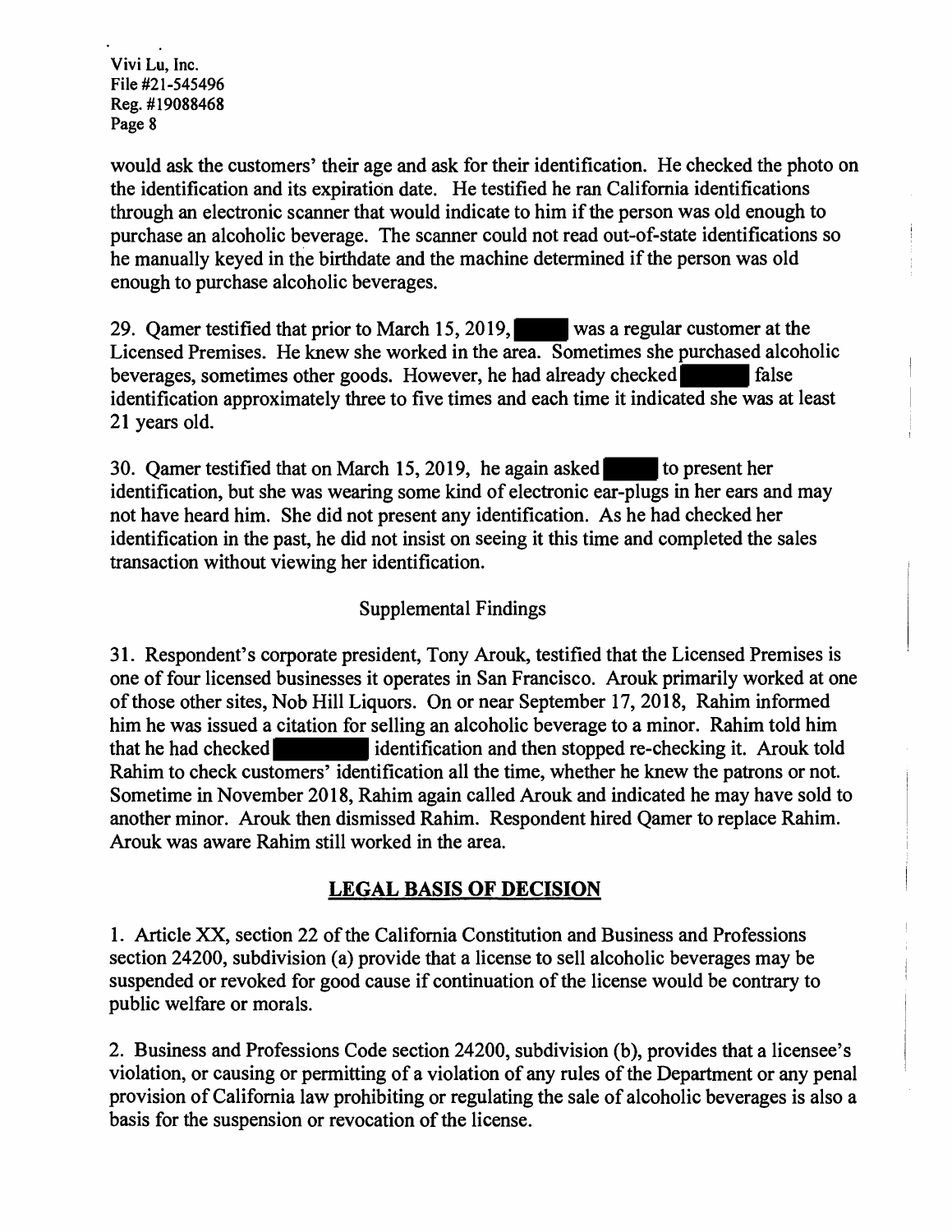would ask the customers' their age and ask for their identification. He checked the photo on the identification and its expiration date. He testified he ran California identifications through an electronic scanner that would indicate to him if the person was old enough to purchase an alcoholic beverage. The scanner could not read out-of-state identifications so he manually keyed in the birthdate and the machine determined if the person was old enough to purchase alcoholic beverages.

29. Qamer testified that prior to March 15, 2019, ████ was a regular customer at the Licensed Premises. He knew she worked in the area. Sometimes she purchased alcoholic beverages, sometimes other goods. However, he had already checked ████ false identification approximately three to five times and each time it indicated she was at least 21 years old.

30. Qamer testified that on March 15, 2019, he again asked ████ to present her identification, but she was wearing some kind of electronic ear-plugs in her ears and may not have heard him. She did not present any identification. As he had checked her identification in the past, he did not insist on seeing it this time and completed the sales transaction without viewing her identification.

## Supplemental Findings

31. Respondent's corporate president, Tony Arouk, testified that the Licensed Premises is one of four licensed businesses it operates in San Francisco. Arouk primarily worked at one of those other sites, Nob Hill Liquors. On or near September 17, 2018, Rahim informed him he was issued a citation for selling an alcoholic beverage to a minor. Rahim told him that he had checked ████ identification and then stopped re-checking it. Arouk told Rahim to check customers' identification all the time, whether he knew the patrons or not. Sometime in November 2018, Rahim again called Arouk and indicated he may have sold to another minor. Arouk then dismissed Rahim. Respondent hired Qamer to replace Rahim. Arouk was aware Rahim still worked in the area.

## LEGAL BASIS OF DECISION

1. Article XX, section 22 of the California Constitution and Business and Professions section 24200, subdivision (a) provide that a license to sell alcoholic beverages may be suspended or revoked for good cause if continuation of the license would be contrary to public welfare or morals.

2. Business and Professions Code section 24200, subdivision (b), provides that a licensee's violation, or causing or permitting of a violation of any rules of the Department or any penal provision of California law prohibiting or regulating the sale of alcoholic beverages is also a basis for the suspension or revocation of the license.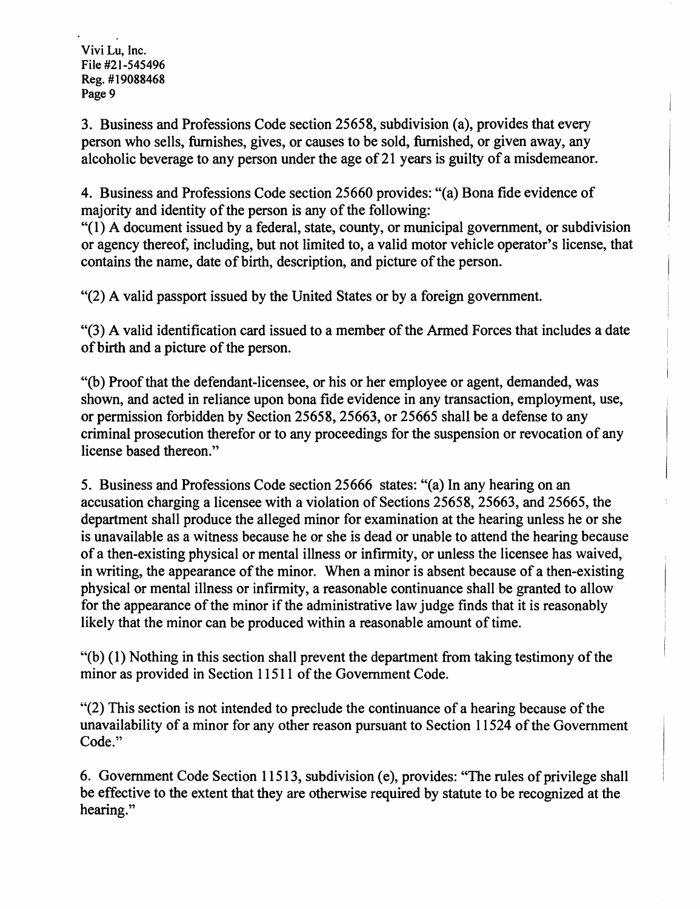3. Business and Professions Code section 25658, subdivision (a), provides that every person who sells, furnishes, gives, or causes to be sold, furnished, or given away, any alcoholic beverage to any person under the age of 21 years is guilty of a misdemeanor.

4. Business and Professions Code section 25660 provides: "(a) Bona fide evidence of majority and identity of the person is any of the following:
"(1) A document issued by a federal, state, county, or municipal government, or subdivision or agency thereof, including, but not limited to, a valid motor vehicle operator's license, that contains the name, date of birth, description, and picture of the person.

"(2) A valid passport issued by the United States or by a foreign government.

"(3) A valid identification card issued to a member of the Armed Forces that includes a date of birth and a picture of the person.

"(b) Proof that the defendant-licensee, or his or her employee or agent, demanded, was shown, and acted in reliance upon bona fide evidence in any transaction, employment, use, or permission forbidden by Section 25658, 25663, or 25665 shall be a defense to any criminal prosecution therefor or to any proceedings for the suspension or revocation of any license based thereon."

5. Business and Professions Code section 25666 states: "(a) In any hearing on an accusation charging a licensee with a violation of Sections 25658, 25663, and 25665, the department shall produce the alleged minor for examination at the hearing unless he or she is unavailable as a witness because he or she is dead or unable to attend the hearing because of a then-existing physical or mental illness or infirmity, or unless the licensee has waived, in writing, the appearance of the minor. When a minor is absent because of a then-existing physical or mental illness or infirmity, a reasonable continuance shall be granted to allow for the appearance of the minor if the administrative law judge finds that it is reasonably likely that the minor can be produced within a reasonable amount of time.

"(b) (1) Nothing in this section shall prevent the department from taking testimony of the minor as provided in Section 11511 of the Government Code.

"(2) This section is not intended to preclude the continuance of a hearing because of the unavailability of a minor for any other reason pursuant to Section 11524 of the Government Code."

6. Government Code Section 11513, subdivision (e), provides: "The rules of privilege shall be effective to the extent that they are otherwise required by statute to be recognized at the hearing."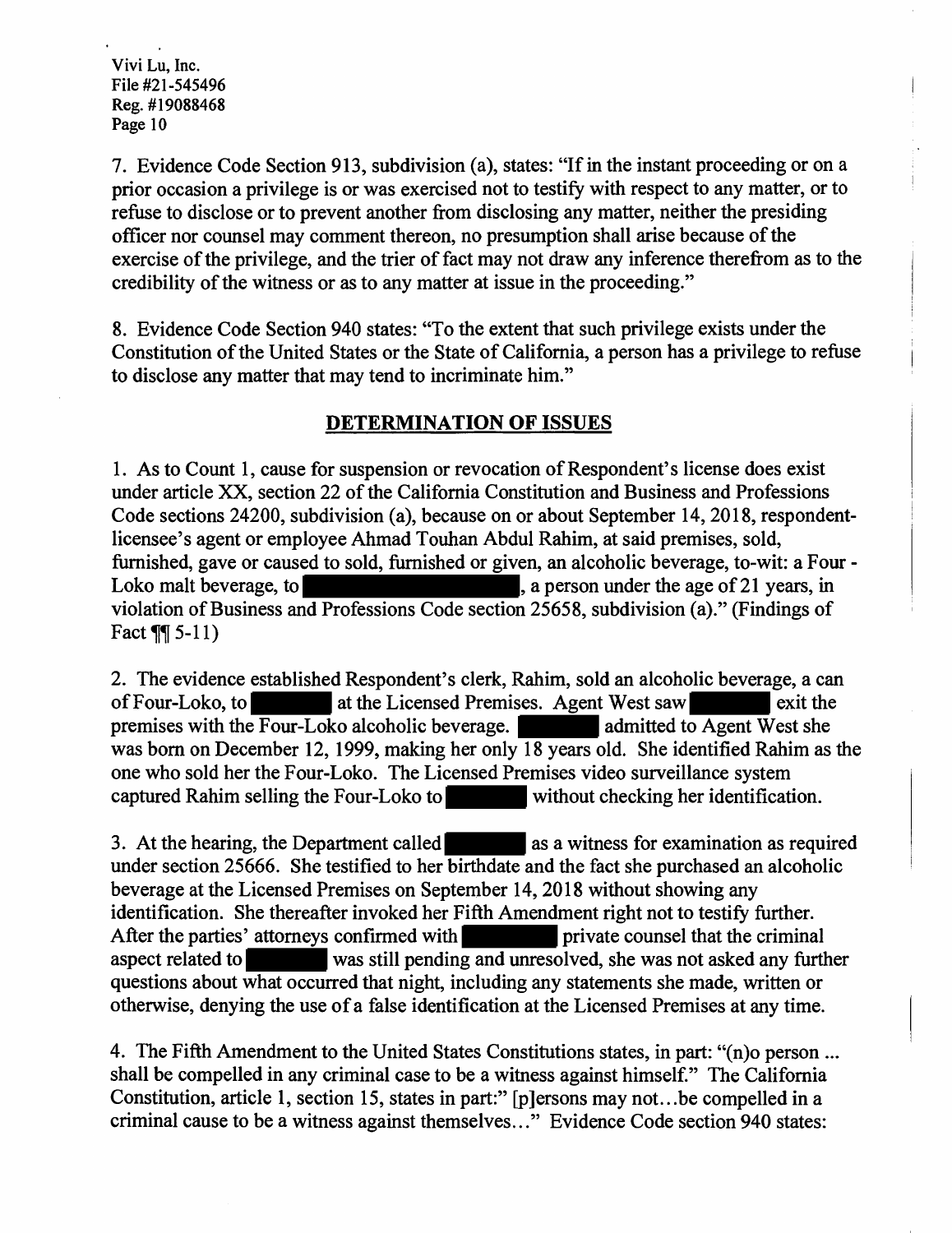7. Evidence Code Section 913, subdivision (a), states: "If in the instant proceeding or on a prior occasion a privilege is or was exercised not to testify with respect to any matter, or to refuse to disclose or to prevent another from disclosing any matter, neither the presiding officer nor counsel may comment thereon, no presumption shall arise because of the exercise of the privilege, and the trier of fact may not draw any inference therefrom as to the credibility of the witness or as to any matter at issue in the proceeding."

8. Evidence Code Section 940 states: "To the extent that such privilege exists under the Constitution of the United States or the State of California, a person has a privilege to refuse to disclose any matter that may tend to incriminate him."

## DETERMINATION OF ISSUES

1. As to Count 1, cause for suspension or revocation of Respondent's license does exist under article XX, section 22 of the California Constitution and Business and Professions Code sections 24200, subdivision (a), because on or about September 14, 2018, respondent-licensee's agent or employee Ahmad Touhan Abdul Rahim, at said premises, sold, furnished, gave or caused to sold, furnished or given, an alcoholic beverage, to-wit: a Four - Loko malt beverage, to [REDACTED], a person under the age of 21 years, in violation of Business and Professions Code section 25658, subdivision (a)." (Findings of Fact ¶¶ 5-11)

2. The evidence established Respondent's clerk, Rahim, sold an alcoholic beverage, a can of Four-Loko, to [REDACTED] at the Licensed Premises. Agent West saw [REDACTED] exit the premises with the Four-Loko alcoholic beverage. [REDACTED] admitted to Agent West she was born on December 12, 1999, making her only 18 years old. She identified Rahim as the one who sold her the Four-Loko. The Licensed Premises video surveillance system captured Rahim selling the Four-Loko to [REDACTED] without checking her identification.

3. At the hearing, the Department called [REDACTED] as a witness for examination as required under section 25666. She testified to her birthdate and the fact she purchased an alcoholic beverage at the Licensed Premises on September 14, 2018 without showing any identification. She thereafter invoked her Fifth Amendment right not to testify further. After the parties' attorneys confirmed with [REDACTED] private counsel that the criminal aspect related to [REDACTED] was still pending and unresolved, she was not asked any further questions about what occurred that night, including any statements she made, written or otherwise, denying the use of a false identification at the Licensed Premises at any time.

4. The Fifth Amendment to the United States Constitutions states, in part: "(n)o person ... shall be compelled in any criminal case to be a witness against himself." The California Constitution, article 1, section 15, states in part:" [p]ersons may not...be compelled in a criminal cause to be a witness against themselves..." Evidence Code section 940 states: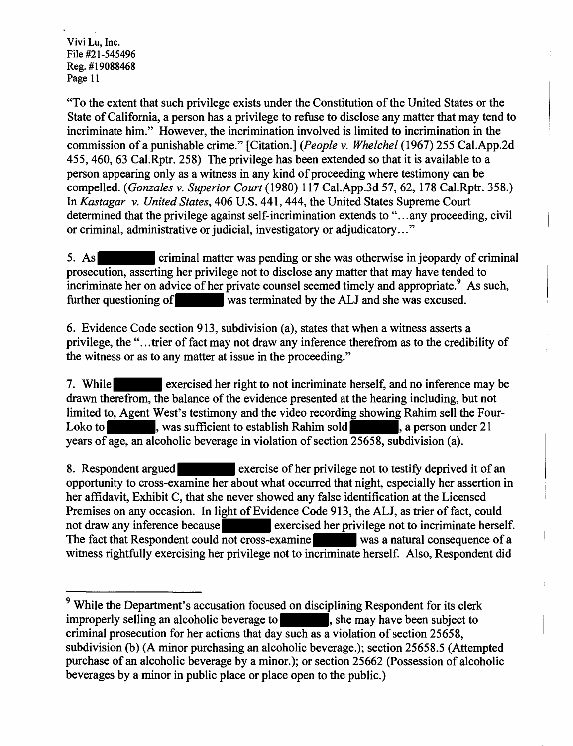"To the extent that such privilege exists under the Constitution of the United States or the State of California, a person has a privilege to refuse to disclose any matter that may tend to incriminate him." However, the incrimination involved is limited to incrimination in the commission of a punishable crime." [Citation.] (*People v. Whelchel* (1967) 255 Cal.App.2d 455, 460, 63 Cal.Rptr. 258) The privilege has been extended so that it is available to a person appearing only as a witness in any kind of proceeding where testimony can be compelled. (*Gonzales v. Superior Court* (1980) 117 Cal.App.3d 57, 62, 178 Cal.Rptr. 358.) In *Kastagar v. United States*, 406 U.S. 441, 444, the United States Supreme Court determined that the privilege against self-incrimination extends to "...any proceeding, civil or criminal, administrative or judicial, investigatory or adjudicatory..."

5. As [REDACTED] criminal matter was pending or she was otherwise in jeopardy of criminal prosecution, asserting her privilege not to disclose any matter that may have tended to incriminate her on advice of her private counsel seemed timely and appropriate.[9] As such, further questioning of [REDACTED] was terminated by the ALJ and she was excused.

6. Evidence Code section 913, subdivision (a), states that when a witness asserts a privilege, the "...trier of fact may not draw any inference therefrom as to the credibility of the witness or as to any matter at issue in the proceeding."

7. While [REDACTED] exercised her right to not incriminate herself, and no inference may be drawn therefrom, the balance of the evidence presented at the hearing including, but not limited to, Agent West's testimony and the video recording showing Rahim sell the Four-Loko to [REDACTED], was sufficient to establish Rahim sold [REDACTED], a person under 21 years of age, an alcoholic beverage in violation of section 25658, subdivision (a).

8. Respondent argued [REDACTED] exercise of her privilege not to testify deprived it of an opportunity to cross-examine her about what occurred that night, especially her assertion in her affidavit, Exhibit C, that she never showed any false identification at the Licensed Premises on any occasion. In light of Evidence Code 913, the ALJ, as trier of fact, could not draw any inference because [REDACTED] exercised her privilege not to incriminate herself. The fact that Respondent could not cross-examine [REDACTED] was a natural consequence of a witness rightfully exercising her privilege not to incriminate herself. Also, Respondent did

---

[9] While the Department's accusation focused on disciplining Respondent for its clerk improperly selling an alcoholic beverage to [REDACTED], she may have been subject to criminal prosecution for her actions that day such as a violation of section 25658, subdivision (b) (A minor purchasing an alcoholic beverage.); section 25658.5 (Attempted purchase of an alcoholic beverage by a minor.); or section 25662 (Possession of alcoholic beverages by a minor in public place or place open to the public.)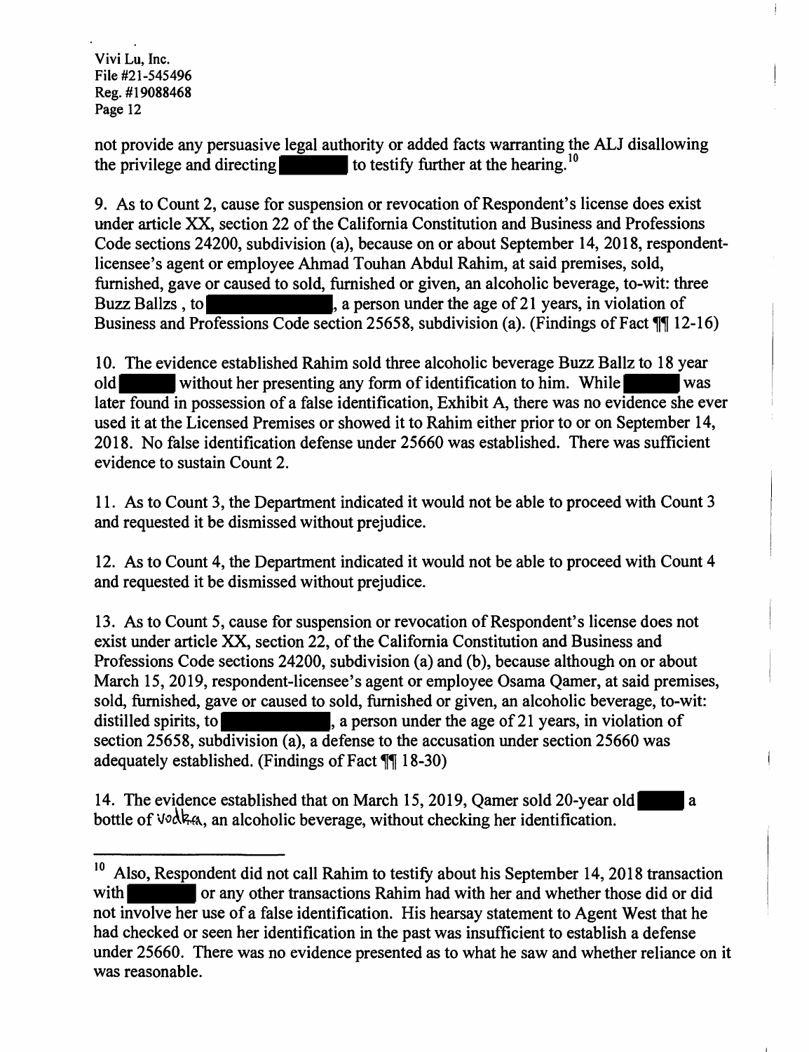not provide any persuasive legal authority or added facts warranting the ALJ disallowing the privilege and directing [REDACTED] to testify further at the hearing.[10]

9. As to Count 2, cause for suspension or revocation of Respondent's license does exist under article XX, section 22 of the California Constitution and Business and Professions Code sections 24200, subdivision (a), because on or about September 14, 2018, respondent-licensee's agent or employee Ahmad Touhan Abdul Rahim, at said premises, sold, furnished, gave or caused to sold, furnished or given, an alcoholic beverage, to-wit: three Buzz Ballzs , to [REDACTED], a person under the age of 21 years, in violation of Business and Professions Code section 25658, subdivision (a). (Findings of Fact ¶¶ 12-16)

10. The evidence established Rahim sold three alcoholic beverage Buzz Ballz to 18 year old [REDACTED] without her presenting any form of identification to him. While [REDACTED] was later found in possession of a false identification, Exhibit A, there was no evidence she ever used it at the Licensed Premises or showed it to Rahim either prior to or on September 14, 2018. No false identification defense under 25660 was established. There was sufficient evidence to sustain Count 2.

11. As to Count 3, the Department indicated it would not be able to proceed with Count 3 and requested it be dismissed without prejudice.

12. As to Count 4, the Department indicated it would not be able to proceed with Count 4 and requested it be dismissed without prejudice.

13. As to Count 5, cause for suspension or revocation of Respondent's license does not exist under article XX, section 22, of the California Constitution and Business and Professions Code sections 24200, subdivision (a) and (b), because although on or about March 15, 2019, respondent-licensee's agent or employee Osama Qamer, at said premises, sold, furnished, gave or caused to sold, furnished or given, an alcoholic beverage, to-wit: distilled spirits, to [REDACTED], a person under the age of 21 years, in violation of section 25658, subdivision (a), a defense to the accusation under section 25660 was adequately established. (Findings of Fact ¶¶ 18-30)

14. The evidence established that on March 15, 2019, Qamer sold 20-year old [REDACTED] a bottle of vodka, an alcoholic beverage, without checking her identification.

---

[10] Also, Respondent did not call Rahim to testify about his September 14, 2018 transaction with [REDACTED] or any other transactions Rahim had with her and whether those did or did not involve her use of a false identification. His hearsay statement to Agent West that he had checked or seen her identification in the past was insufficient to establish a defense under 25660. There was no evidence presented as to what he saw and whether reliance on it was reasonable.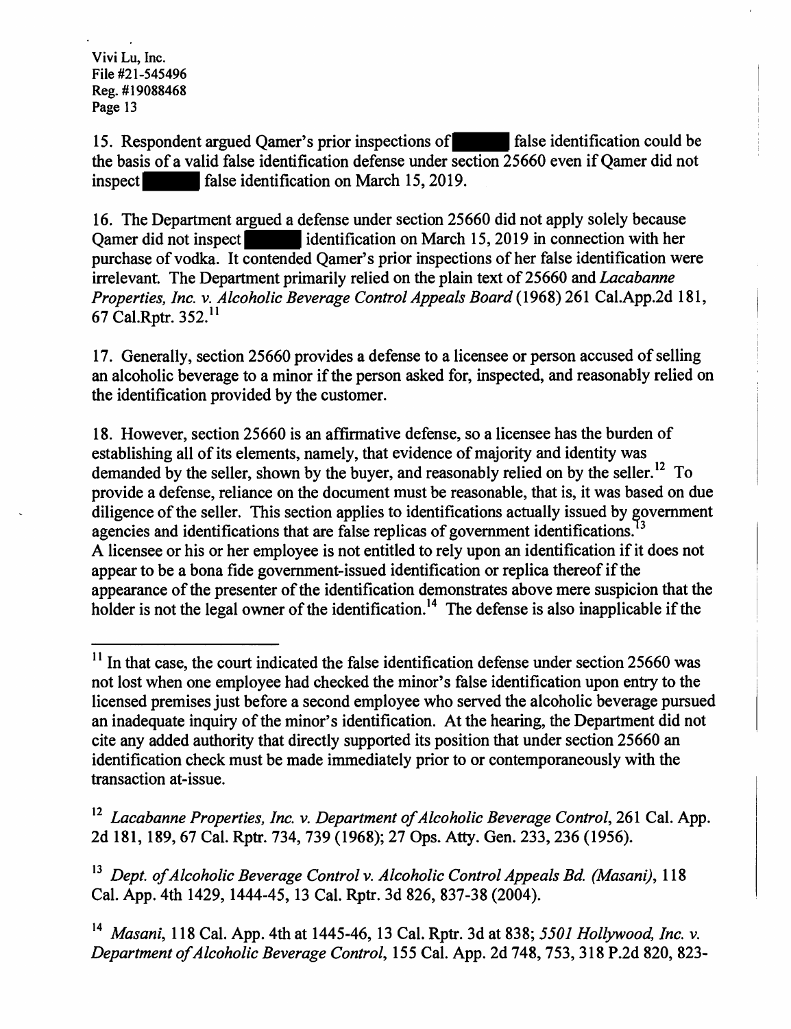15. Respondent argued Qamer's prior inspections of ██████ false identification could be the basis of a valid false identification defense under section 25660 even if Qamer did not inspect ██████ false identification on March 15, 2019.

16. The Department argued a defense under section 25660 did not apply solely because Qamer did not inspect ██████ identification on March 15, 2019 in connection with her purchase of vodka. It contended Qamer's prior inspections of her false identification were irrelevant. The Department primarily relied on the plain text of 25660 and *Lacabanne Properties, Inc. v. Alcoholic Beverage Control Appeals Board* (1968) 261 Cal.App.2d 181, 67 Cal.Rptr. 352.[11]

17. Generally, section 25660 provides a defense to a licensee or person accused of selling an alcoholic beverage to a minor if the person asked for, inspected, and reasonably relied on the identification provided by the customer.

18. However, section 25660 is an affirmative defense, so a licensee has the burden of establishing all of its elements, namely, that evidence of majority and identity was demanded by the seller, shown by the buyer, and reasonably relied on by the seller.[12] To provide a defense, reliance on the document must be reasonable, that is, it was based on due diligence of the seller. This section applies to identifications actually issued by government agencies and identifications that are false replicas of government identifications.[13] A licensee or his or her employee is not entitled to rely upon an identification if it does not appear to be a bona fide government-issued identification or replica thereof if the appearance of the presenter of the identification demonstrates above mere suspicion that the holder is not the legal owner of the identification.[14] The defense is also inapplicable if the

---

[11] In that case, the court indicated the false identification defense under section 25660 was not lost when one employee had checked the minor's false identification upon entry to the licensed premises just before a second employee who served the alcoholic beverage pursued an inadequate inquiry of the minor's identification. At the hearing, the Department did not cite any added authority that directly supported its position that under section 25660 an identification check must be made immediately prior to or contemporaneously with the transaction at-issue.

[12] *Lacabanne Properties, Inc. v. Department of Alcoholic Beverage Control*, 261 Cal. App. 2d 181, 189, 67 Cal. Rptr. 734, 739 (1968); 27 Ops. Atty. Gen. 233, 236 (1956).

[13] *Dept. of Alcoholic Beverage Control v. Alcoholic Control Appeals Bd. (Masani)*, 118 Cal. App. 4th 1429, 1444-45, 13 Cal. Rptr. 3d 826, 837-38 (2004).

[14] *Masani*, 118 Cal. App. 4th at 1445-46, 13 Cal. Rptr. 3d at 838; *5501 Hollywood, Inc. v. Department of Alcoholic Beverage Control*, 155 Cal. App. 2d 748, 753, 318 P.2d 820, 823-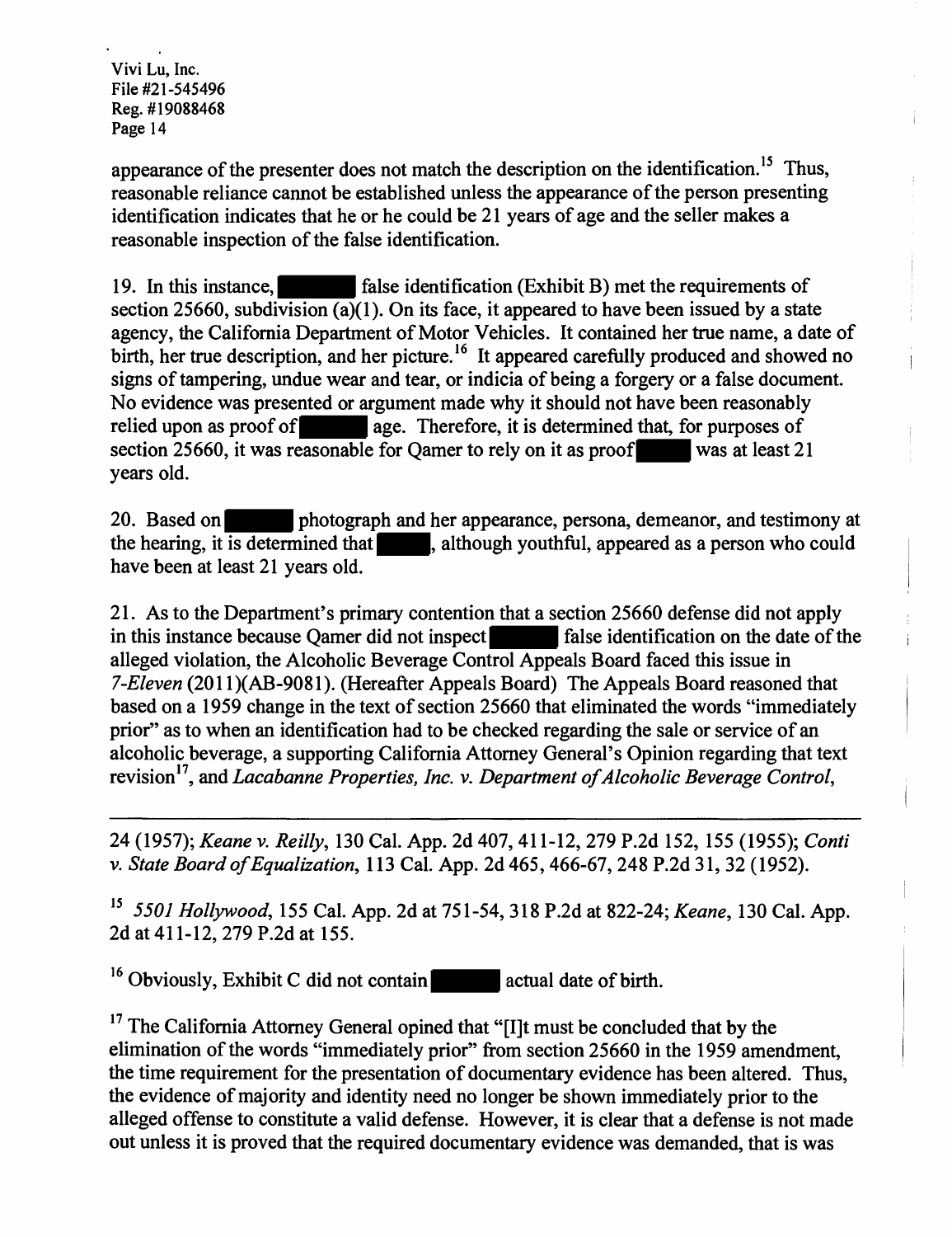appearance of the presenter does not match the description on the identification.[15] Thus, reasonable reliance cannot be established unless the appearance of the person presenting identification indicates that he or he could be 21 years of age and the seller makes a reasonable inspection of the false identification.

19. In this instance, ██████ false identification (Exhibit B) met the requirements of section 25660, subdivision (a)(1). On its face, it appeared to have been issued by a state agency, the California Department of Motor Vehicles. It contained her true name, a date of birth, her true description, and her picture.[16] It appeared carefully produced and showed no signs of tampering, undue wear and tear, or indicia of being a forgery or a false document. No evidence was presented or argument made why it should not have been reasonably relied upon as proof of ██████ age. Therefore, it is determined that, for purposes of section 25660, it was reasonable for Qamer to rely on it as proof ██████ was at least 21 years old.

20. Based on ██████ photograph and her appearance, persona, demeanor, and testimony at the hearing, it is determined that ██████, although youthful, appeared as a person who could have been at least 21 years old.

21. As to the Department's primary contention that a section 25660 defense did not apply in this instance because Qamer did not inspect ██████ false identification on the date of the alleged violation, the Alcoholic Beverage Control Appeals Board faced this issue in *7-Eleven* (2011)(AB-9081). (Hereafter Appeals Board) The Appeals Board reasoned that based on a 1959 change in the text of section 25660 that eliminated the words "immediately prior" as to when an identification had to be checked regarding the sale or service of an alcoholic beverage, a supporting California Attorney General's Opinion regarding that text revision[17], and *Lacabanne Properties, Inc. v. Department of Alcoholic Beverage Control*,

---

24 (1957); *Keane v. Reilly*, 130 Cal. App. 2d 407, 411-12, 279 P.2d 152, 155 (1955); *Conti v. State Board of Equalization*, 113 Cal. App. 2d 465, 466-67, 248 P.2d 31, 32 (1952).

[15] *5501 Hollywood*, 155 Cal. App. 2d at 751-54, 318 P.2d at 822-24; *Keane*, 130 Cal. App. 2d at 411-12, 279 P.2d at 155.

[16] Obviously, Exhibit C did not contain ██████ actual date of birth.

[17] The California Attorney General opined that "[I]t must be concluded that by the elimination of the words "immediately prior" from section 25660 in the 1959 amendment, the time requirement for the presentation of documentary evidence has been altered. Thus, the evidence of majority and identity need no longer be shown immediately prior to the alleged offense to constitute a valid defense. However, it is clear that a defense is not made out unless it is proved that the required documentary evidence was demanded, that is was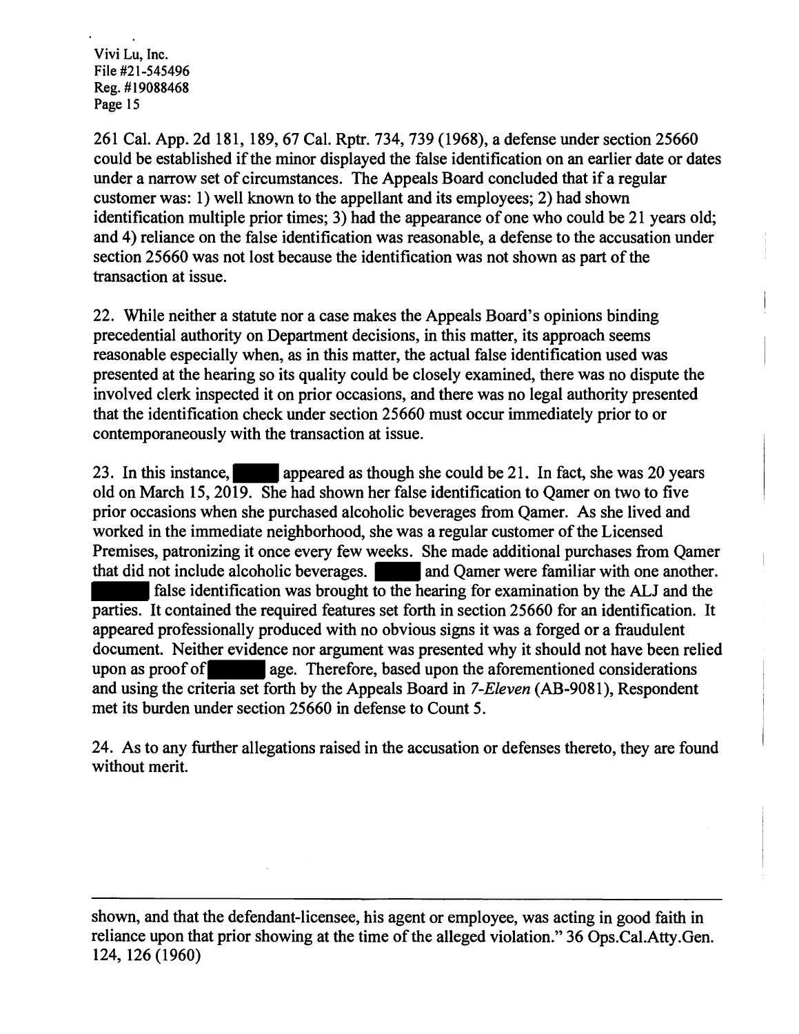261 Cal. App. 2d 181, 189, 67 Cal. Rptr. 734, 739 (1968), a defense under section 25660 could be established if the minor displayed the false identification on an earlier date or dates under a narrow set of circumstances. The Appeals Board concluded that if a regular customer was: 1) well known to the appellant and its employees; 2) had shown identification multiple prior times; 3) had the appearance of one who could be 21 years old; and 4) reliance on the false identification was reasonable, a defense to the accusation under section 25660 was not lost because the identification was not shown as part of the transaction at issue.

22. While neither a statute nor a case makes the Appeals Board's opinions binding precedential authority on Department decisions, in this matter, its approach seems reasonable especially when, as in this matter, the actual false identification used was presented at the hearing so its quality could be closely examined, there was no dispute the involved clerk inspected it on prior occasions, and there was no legal authority presented that the identification check under section 25660 must occur immediately prior to or contemporaneously with the transaction at issue.

23. In this instance, ████ appeared as though she could be 21. In fact, she was 20 years old on March 15, 2019. She had shown her false identification to Qamer on two to five prior occasions when she purchased alcoholic beverages from Qamer. As she lived and worked in the immediate neighborhood, she was a regular customer of the Licensed Premises, patronizing it once every few weeks. She made additional purchases from Qamer that did not include alcoholic beverages. ████ and Qamer were familiar with one another. ████ false identification was brought to the hearing for examination by the ALJ and the parties. It contained the required features set forth in section 25660 for an identification. It appeared professionally produced with no obvious signs it was a forged or a fraudulent document. Neither evidence nor argument was presented why it should not have been relied upon as proof of ████ age. Therefore, based upon the aforementioned considerations and using the criteria set forth by the Appeals Board in *7-Eleven* (AB-9081), Respondent met its burden under section 25660 in defense to Count 5.

24. As to any further allegations raised in the accusation or defenses thereto, they are found without merit.

---

shown, and that the defendant-licensee, his agent or employee, was acting in good faith in reliance upon that prior showing at the time of the alleged violation." 36 Ops.Cal.Atty.Gen. 124, 126 (1960)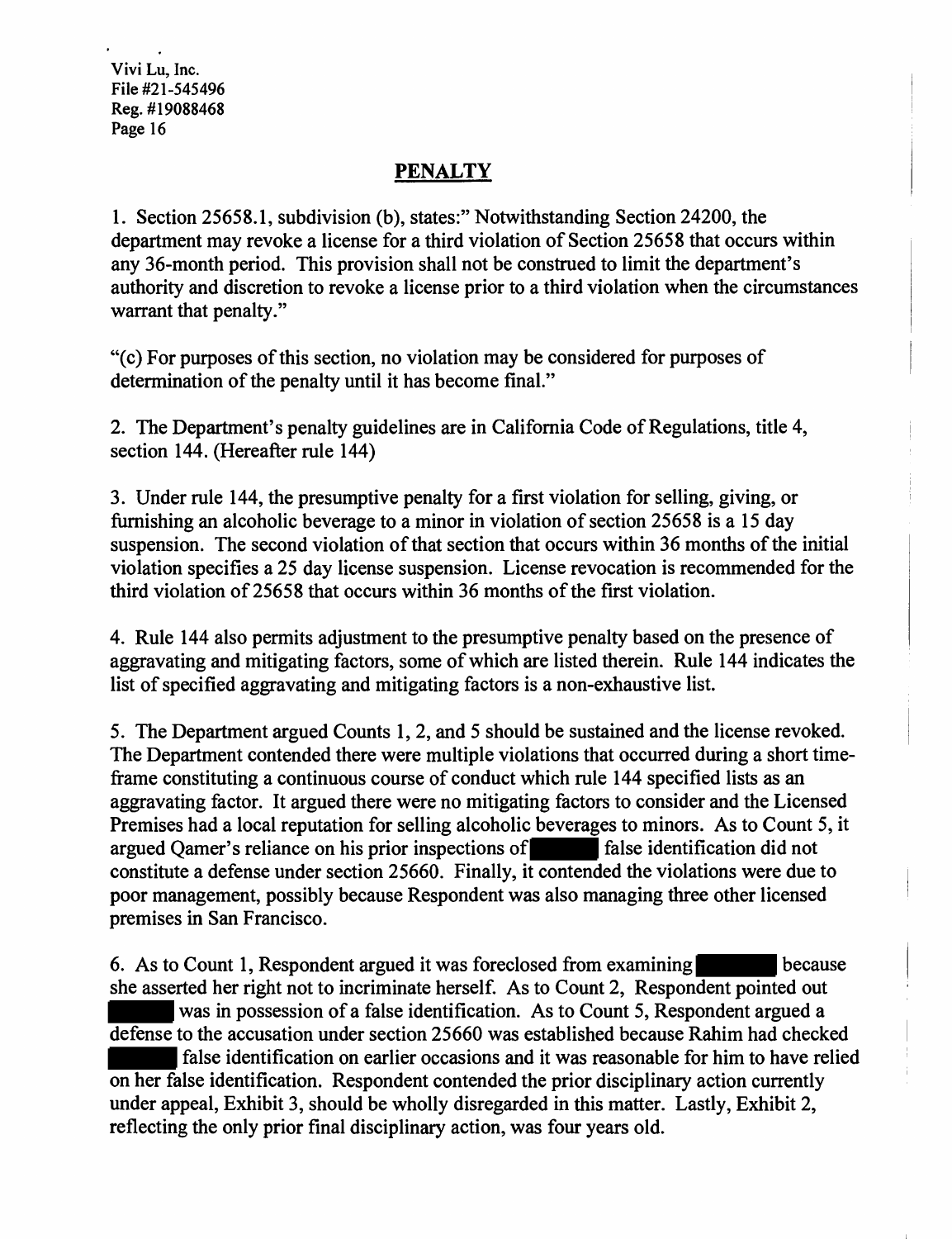## PENALTY

1. Section 25658.1, subdivision (b), states:" Notwithstanding Section 24200, the department may revoke a license for a third violation of Section 25658 that occurs within any 36-month period. This provision shall not be construed to limit the department's authority and discretion to revoke a license prior to a third violation when the circumstances warrant that penalty."

"(c) For purposes of this section, no violation may be considered for purposes of determination of the penalty until it has become final."

2. The Department's penalty guidelines are in California Code of Regulations, title 4, section 144. (Hereafter rule 144)

3. Under rule 144, the presumptive penalty for a first violation for selling, giving, or furnishing an alcoholic beverage to a minor in violation of section 25658 is a 15 day suspension. The second violation of that section that occurs within 36 months of the initial violation specifies a 25 day license suspension. License revocation is recommended for the third violation of 25658 that occurs within 36 months of the first violation.

4. Rule 144 also permits adjustment to the presumptive penalty based on the presence of aggravating and mitigating factors, some of which are listed therein. Rule 144 indicates the list of specified aggravating and mitigating factors is a non-exhaustive list.

5. The Department argued Counts 1, 2, and 5 should be sustained and the license revoked. The Department contended there were multiple violations that occurred during a short time-frame constituting a continuous course of conduct which rule 144 specified lists as an aggravating factor. It argued there were no mitigating factors to consider and the Licensed Premises had a local reputation for selling alcoholic beverages to minors. As to Count 5, it argued Qamer's reliance on his prior inspections of [REDACTED] false identification did not constitute a defense under section 25660. Finally, it contended the violations were due to poor management, possibly because Respondent was also managing three other licensed premises in San Francisco.

6. As to Count 1, Respondent argued it was foreclosed from examining [REDACTED] because she asserted her right not to incriminate herself. As to Count 2, Respondent pointed out [REDACTED] was in possession of a false identification. As to Count 5, Respondent argued a defense to the accusation under section 25660 was established because Rahim had checked [REDACTED] false identification on earlier occasions and it was reasonable for him to have relied on her false identification. Respondent contended the prior disciplinary action currently under appeal, Exhibit 3, should be wholly disregarded in this matter. Lastly, Exhibit 2, reflecting the only prior final disciplinary action, was four years old.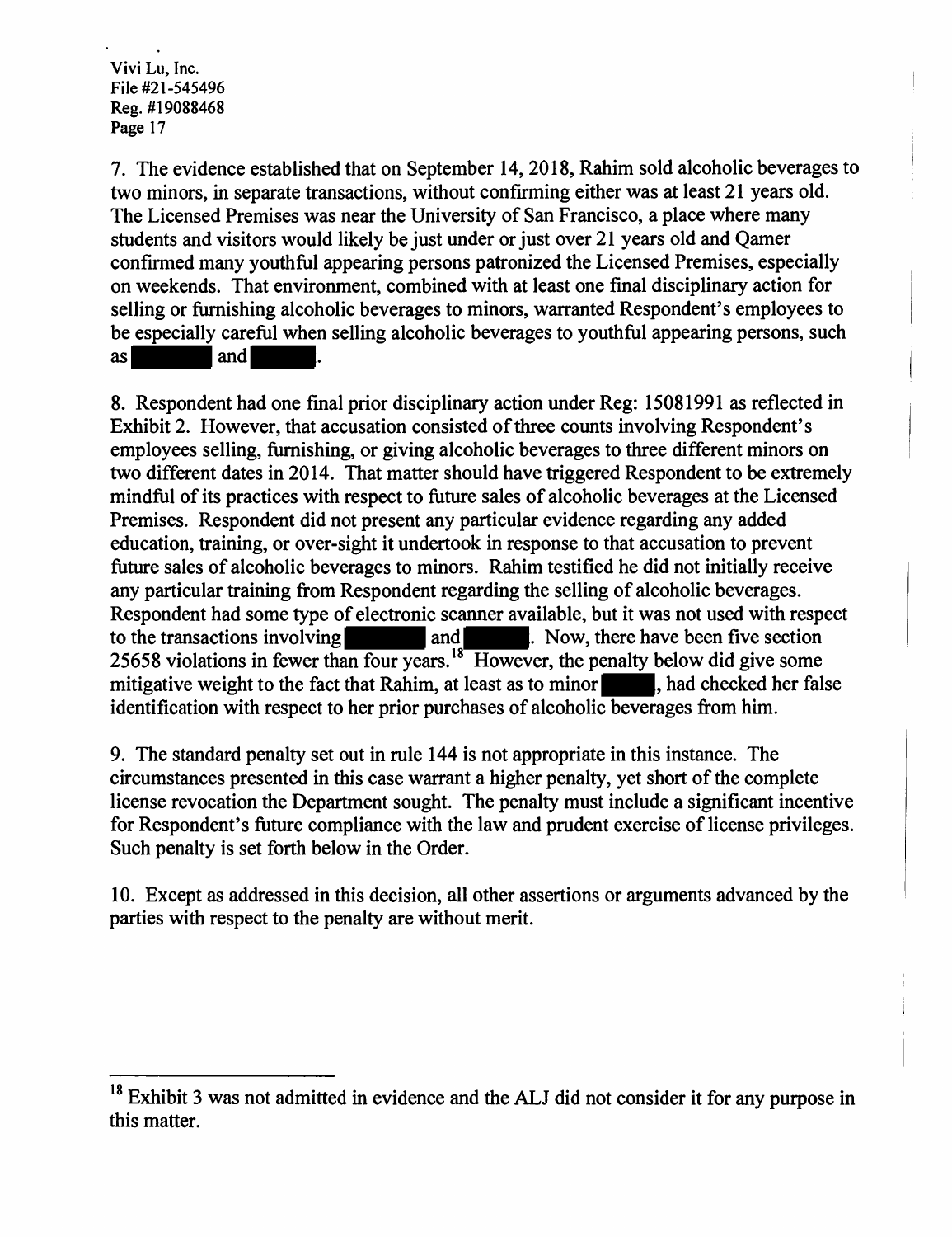7. The evidence established that on September 14, 2018, Rahim sold alcoholic beverages to two minors, in separate transactions, without confirming either was at least 21 years old. The Licensed Premises was near the University of San Francisco, a place where many students and visitors would likely be just under or just over 21 years old and Qamer confirmed many youthful appearing persons patronized the Licensed Premises, especially on weekends. That environment, combined with at least one final disciplinary action for selling or furnishing alcoholic beverages to minors, warranted Respondent's employees to be especially careful when selling alcoholic beverages to youthful appearing persons, such as ██████ and ██████.

8. Respondent had one final prior disciplinary action under Reg: 15081991 as reflected in Exhibit 2. However, that accusation consisted of three counts involving Respondent's employees selling, furnishing, or giving alcoholic beverages to three different minors on two different dates in 2014. That matter should have triggered Respondent to be extremely mindful of its practices with respect to future sales of alcoholic beverages at the Licensed Premises. Respondent did not present any particular evidence regarding any added education, training, or over-sight it undertook in response to that accusation to prevent future sales of alcoholic beverages to minors. Rahim testified he did not initially receive any particular training from Respondent regarding the selling of alcoholic beverages. Respondent had some type of electronic scanner available, but it was not used with respect to the transactions involving ██████ and ██████. Now, there have been five section 25658 violations in fewer than four years.[18] However, the penalty below did give some mitigative weight to the fact that Rahim, at least as to minor ██████, had checked her false identification with respect to her prior purchases of alcoholic beverages from him.

9. The standard penalty set out in rule 144 is not appropriate in this instance. The circumstances presented in this case warrant a higher penalty, yet short of the complete license revocation the Department sought. The penalty must include a significant incentive for Respondent's future compliance with the law and prudent exercise of license privileges. Such penalty is set forth below in the Order.

10. Except as addressed in this decision, all other assertions or arguments advanced by the parties with respect to the penalty are without merit.

---

[18] Exhibit 3 was not admitted in evidence and the ALJ did not consider it for any purpose in this matter.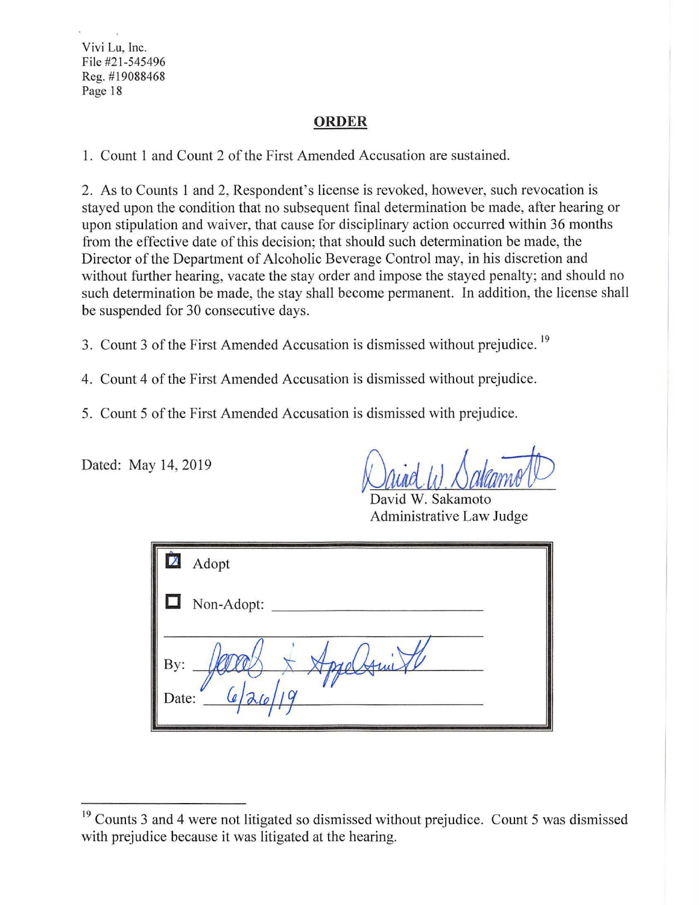Vivi Lu, Inc.
File #21-545496
Reg. #19088468
Page 18

## ORDER

1. Count 1 and Count 2 of the First Amended Accusation are sustained.

2. As to Counts 1 and 2, Respondent's license is revoked, however, such revocation is stayed upon the condition that no subsequent final determination be made, after hearing or upon stipulation and waiver, that cause for disciplinary action occurred within 36 months from the effective date of this decision; that should such determination be made, the Director of the Department of Alcoholic Beverage Control may, in his discretion and without further hearing, vacate the stay order and impose the stayed penalty; and should no such determination be made, the stay shall become permanent. In addition, the license shall be suspended for 30 consecutive days.

3. Count 3 of the First Amended Accusation is dismissed without prejudice.[19]

4. Count 4 of the First Amended Accusation is dismissed without prejudice.

5. Count 5 of the First Amended Accusation is dismissed with prejudice.

Dated: May 14, 2019

David W. Sakamoto
Administrative Law Judge

☒ Adopt

☐ Non-Adopt: ______________________

By: ______________________

Date: 6/26/19

[19] Counts 3 and 4 were not litigated so dismissed without prejudice. Count 5 was dismissed with prejudice because it was litigated at the hearing.